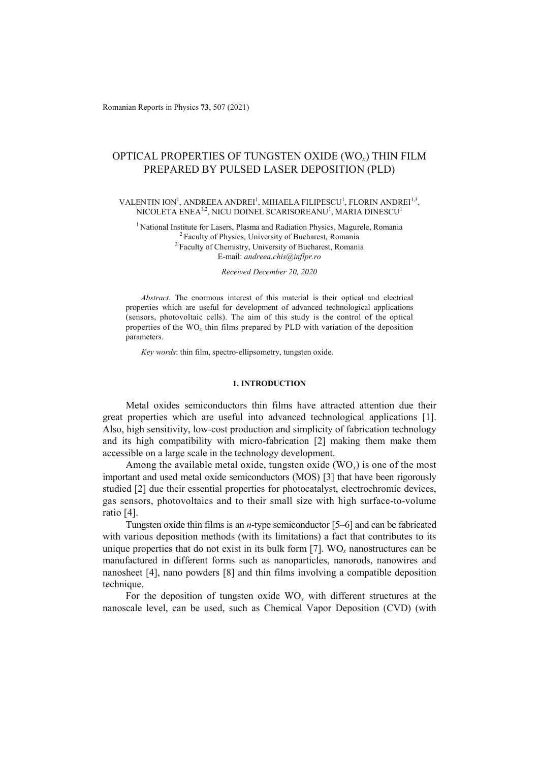# OPTICAL PROPERTIES OF TUNGSTEN OXIDE ($WO_x$) THIN FILM PREPARED BY PULSED LASER DEPOSITION (PLD)

VALENTIN ION[1], ANDREEA ANDREI[1], MIHAELA FILIPESCU[1], FLORIN ANDREI[1,3], NICOLETA ENEA[1,2], NICU DOINEL SCARISOREANU[1], MARIA DINESCU[1]

[1] National Institute for Lasers, Plasma and Radiation Physics, Magurele, Romania
[2] Faculty of Physics, University of Bucharest, Romania
[3] Faculty of Chemistry, University of Bucharest, Romania
E-mail: *andreea.chis@inflpr.ro*

*Received December 20, 2020*

*Abstract*. The enormous interest of this material is their optical and electrical properties which are useful for development of advanced technological applications (sensors, photovoltaic cells). The aim of this study is the control of the optical properties of the $WO_x$ thin films prepared by PLD with variation of the deposition parameters.

*Key words*: thin film, spectro-ellipsometry, tungsten oxide.

## 1. INTRODUCTION

Metal oxides semiconductors thin films have attracted attention due their great properties which are useful into advanced technological applications [1]. Also, high sensitivity, low-cost production and simplicity of fabrication technology and its high compatibility with micro-fabrication [2] making them make them accessible on a large scale in the technology development.

Among the available metal oxide, tungsten oxide ($WO_x$) is one of the most important and used metal oxide semiconductors (MOS) [3] that have been rigorously studied [2] due their essential properties for photocatalyst, electrochromic devices, gas sensors, photovoltaics and to their small size with high surface-to-volume ratio [4].

Tungsten oxide thin films is an *n*-type semiconductor [5–6] and can be fabricated with various deposition methods (with its limitations) a fact that contributes to its unique properties that do not exist in its bulk form [7]. $WO_x$ nanostructures can be manufactured in different forms such as nanoparticles, nanorods, nanowires and nanosheet [4], nano powders [8] and thin films involving a compatible deposition technique.

For the deposition of tungsten oxide $WO_x$ with different structures at the nanoscale level, can be used, such as Chemical Vapor Deposition (CVD) (with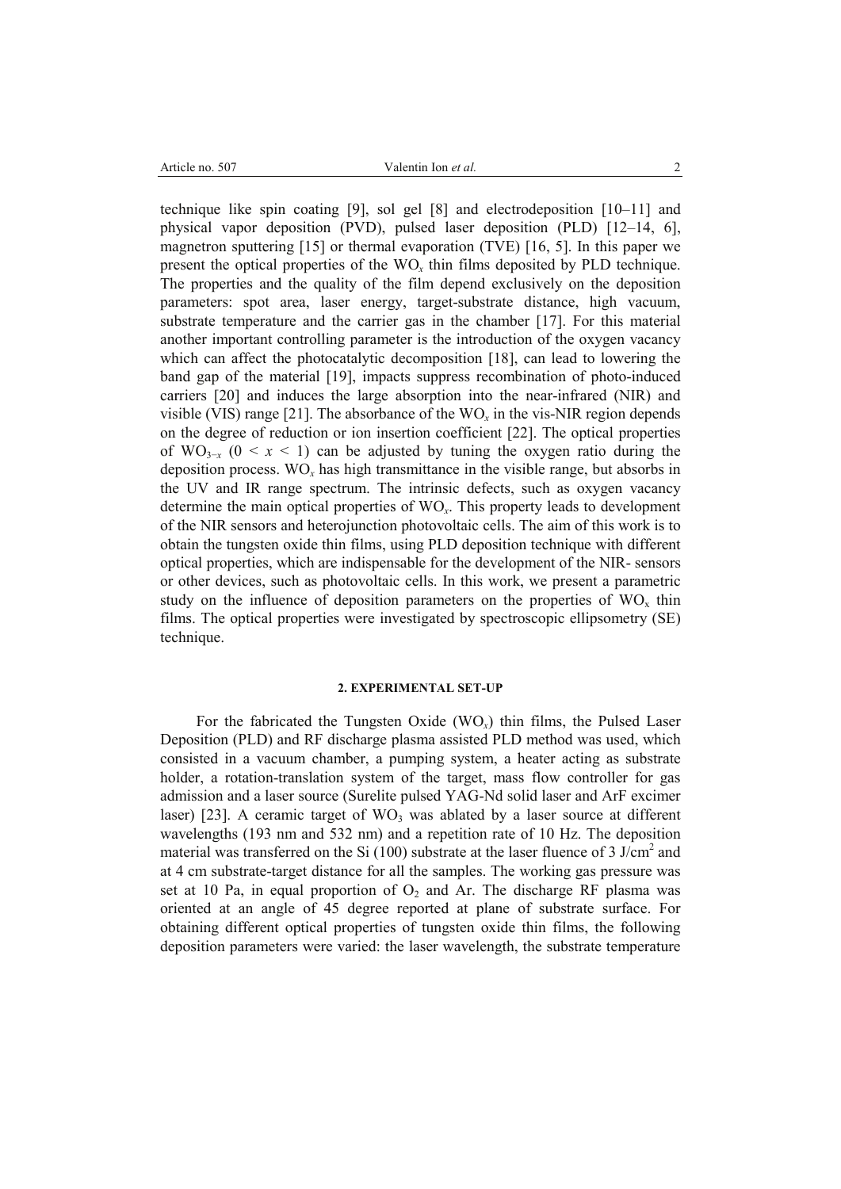technique like spin coating [9], sol gel [8] and electrodeposition [10–11] and physical vapor deposition (PVD), pulsed laser deposition (PLD) [12–14, 6], magnetron sputtering [15] or thermal evaporation (TVE) [16, 5]. In this paper we present the optical properties of the $WO_x$ thin films deposited by PLD technique. The properties and the quality of the film depend exclusively on the deposition parameters: spot area, laser energy, target-substrate distance, high vacuum, substrate temperature and the carrier gas in the chamber [17]. For this material another important controlling parameter is the introduction of the oxygen vacancy which can affect the photocatalytic decomposition [18], can lead to lowering the band gap of the material [19], impacts suppress recombination of photo-induced carriers [20] and induces the large absorption into the near-infrared (NIR) and visible (VIS) range [21]. The absorbance of the $WO_x$ in the vis-NIR region depends on the degree of reduction or ion insertion coefficient [22]. The optical properties of $WO_{3-x}$ ($0 < x < 1$) can be adjusted by tuning the oxygen ratio during the deposition process. $WO_x$ has high transmittance in the visible range, but absorbs in the UV and IR range spectrum. The intrinsic defects, such as oxygen vacancy determine the main optical properties of $WO_x$. This property leads to development of the NIR sensors and heterojunction photovoltaic cells. The aim of this work is to obtain the tungsten oxide thin films, using PLD deposition technique with different optical properties, which are indispensable for the development of the NIR- sensors or other devices, such as photovoltaic cells. In this work, we present a parametric study on the influence of deposition parameters on the properties of $WO_x$ thin films. The optical properties were investigated by spectroscopic ellipsometry (SE) technique.

## 2. EXPERIMENTAL SET-UP

For the fabricated the Tungsten Oxide ($WO_x$) thin films, the Pulsed Laser Deposition (PLD) and RF discharge plasma assisted PLD method was used, which consisted in a vacuum chamber, a pumping system, a heater acting as substrate holder, a rotation-translation system of the target, mass flow controller for gas admission and a laser source (Surelite pulsed YAG-Nd solid laser and ArF excimer laser) [23]. A ceramic target of $WO_3$ was ablated by a laser source at different wavelengths (193 nm and 532 nm) and a repetition rate of 10 Hz. The deposition material was transferred on the Si (100) substrate at the laser fluence of 3 J/cm$^2$ and at 4 cm substrate-target distance for all the samples. The working gas pressure was set at 10 Pa, in equal proportion of $O_2$ and Ar. The discharge RF plasma was oriented at an angle of 45 degree reported at plane of substrate surface. For obtaining different optical properties of tungsten oxide thin films, the following deposition parameters were varied: the laser wavelength, the substrate temperature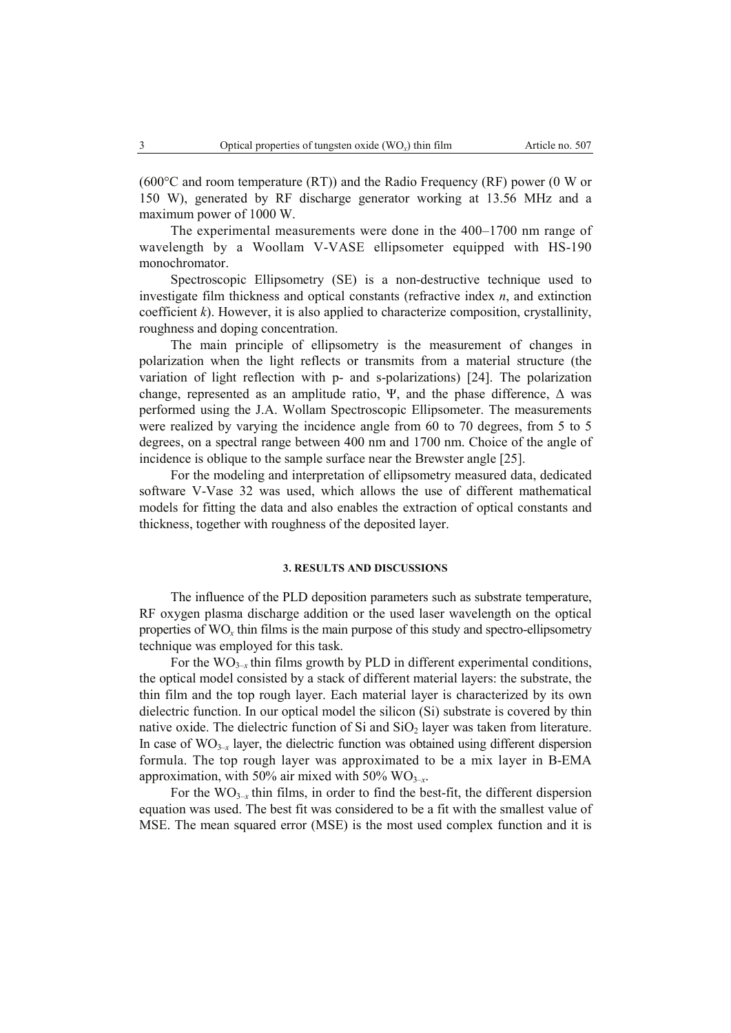(600°C and room temperature (RT)) and the Radio Frequency (RF) power (0 W or 150 W), generated by RF discharge generator working at 13.56 MHz and a maximum power of 1000 W.

The experimental measurements were done in the 400–1700 nm range of wavelength by a Woollam V-VASE ellipsometer equipped with HS-190 monochromator.

Spectroscopic Ellipsometry (SE) is a non-destructive technique used to investigate film thickness and optical constants (refractive index *n*, and extinction coefficient *k*). However, it is also applied to characterize composition, crystallinity, roughness and doping concentration.

The main principle of ellipsometry is the measurement of changes in polarization when the light reflects or transmits from a material structure (the variation of light reflection with p- and s-polarizations) [24]. The polarization change, represented as an amplitude ratio, $\Psi$, and the phase difference, $\Delta$ was performed using the J.A. Wollam Spectroscopic Ellipsometer. The measurements were realized by varying the incidence angle from 60 to 70 degrees, from 5 to 5 degrees, on a spectral range between 400 nm and 1700 nm. Choice of the angle of incidence is oblique to the sample surface near the Brewster angle [25].

For the modeling and interpretation of ellipsometry measured data, dedicated software V-Vase 32 was used, which allows the use of different mathematical models for fitting the data and also enables the extraction of optical constants and thickness, together with roughness of the deposited layer.

## 3. RESULTS AND DISCUSSIONS

The influence of the PLD deposition parameters such as substrate temperature, RF oxygen plasma discharge addition or the used laser wavelength on the optical properties of $WO_x$ thin films is the main purpose of this study and spectro-ellipsometry technique was employed for this task.

For the $WO_{3-x}$ thin films growth by PLD in different experimental conditions, the optical model consisted by a stack of different material layers: the substrate, the thin film and the top rough layer. Each material layer is characterized by its own dielectric function. In our optical model the silicon (Si) substrate is covered by thin native oxide. The dielectric function of Si and $SiO_2$ layer was taken from literature. In case of $WO_{3-x}$ layer, the dielectric function was obtained using different dispersion formula. The top rough layer was approximated to be a mix layer in B-EMA approximation, with 50% air mixed with 50% $WO_{3-x}$.

For the $WO_{3-x}$ thin films, in order to find the best-fit, the different dispersion equation was used. The best fit was considered to be a fit with the smallest value of MSE. The mean squared error (MSE) is the most used complex function and it is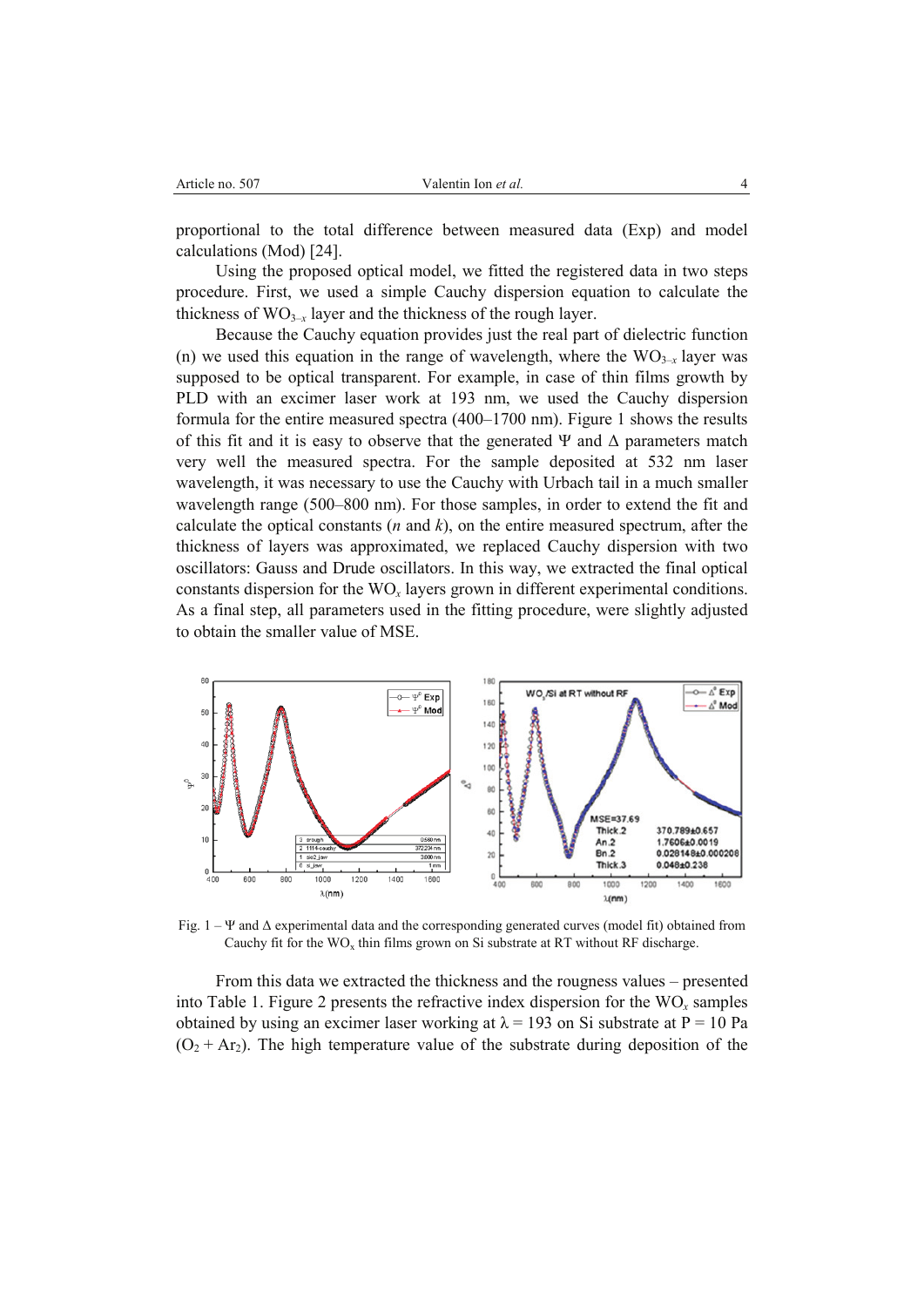proportional to the total difference between measured data (Exp) and model calculations (Mod) [24].

Using the proposed optical model, we fitted the registered data in two steps procedure. First, we used a simple Cauchy dispersion equation to calculate the thickness of $WO_{3-x}$ layer and the thickness of the rough layer.

Because the Cauchy equation provides just the real part of dielectric function (n) we used this equation in the range of wavelength, where the $WO_{3-x}$ layer was supposed to be optical transparent. For example, in case of thin films growth by PLD with an excimer laser work at 193 nm, we used the Cauchy dispersion formula for the entire measured spectra (400–1700 nm). Figure 1 shows the results of this fit and it is easy to observe that the generated $\Psi$ and $\Delta$ parameters match very well the measured spectra. For the sample deposited at 532 nm laser wavelength, it was necessary to use the Cauchy with Urbach tail in a much smaller wavelength range (500–800 nm). For those samples, in order to extend the fit and calculate the optical constants ($n$ and $k$), on the entire measured spectrum, after the thickness of layers was approximated, we replaced Cauchy dispersion with two oscillators: Gauss and Drude oscillators. In this way, we extracted the final optical constants dispersion for the $WO_x$ layers grown in different experimental conditions. As a final step, all parameters used in the fitting procedure, were slightly adjusted to obtain the smaller value of MSE.

Fig. 1 – $\Psi$ and $\Delta$ experimental data and the corresponding generated curves (model fit) obtained from Cauchy fit for the $WO_x$ thin films grown on Si substrate at RT without RF discharge.

From this data we extracted the thickness and the rougness values – presented into Table 1. Figure 2 presents the refractive index dispersion for the $WO_x$ samples obtained by using an excimer laser working at $\lambda$ = 193 on Si substrate at P = 10 Pa ($O_2$ + $Ar_2$). The high temperature value of the substrate during deposition of the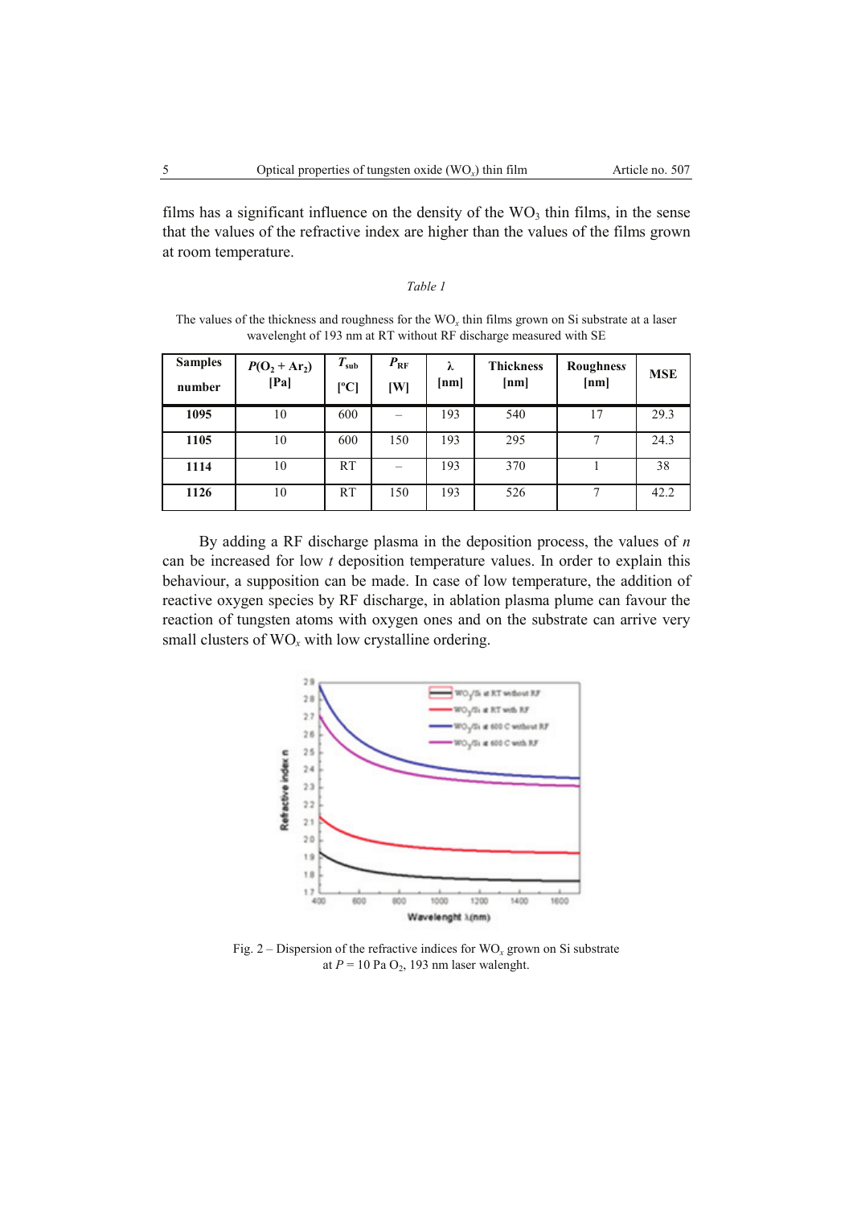films has a significant influence on the density of the $WO_3$ thin films, in the sense that the values of the refractive index are higher than the values of the films grown at room temperature.

*Table 1*

The values of the thickness and roughness for the $WO_x$ thin films grown on Si substrate at a laser wavelenght of 193 nm at RT without RF discharge measured with SE

| Samples number | $P(O_2 + Ar_2)$ [Pa] | $T_{sub}$ [ºC] | $P_{RF}$ [W] | λ [nm] | Thickness [nm] | Roughness [nm] | MSE |
|---|---|---|---|---|---|---|---|
| **1095** | 10 | 600 | – | 193 | 540 | 17 | 29.3 |
| **1105** | 10 | 600 | 150 | 193 | 295 | 7 | 24.3 |
| **1114** | 10 | RT | – | 193 | 370 | 1 | 38 |
| **1126** | 10 | RT | 150 | 193 | 526 | 7 | 42.2 |

By adding a RF discharge plasma in the deposition process, the values of $n$ can be increased for low $t$ deposition temperature values. In order to explain this behaviour, a supposition can be made. In case of low temperature, the addition of reactive oxygen species by RF discharge, in ablation plasma plume can favour the reaction of tungsten atoms with oxygen ones and on the substrate can arrive very small clusters of $WO_x$ with low crystalline ordering.

Fig. 2 – Dispersion of the refractive indices for $WO_x$ grown on Si substrate at $P$ = 10 Pa $O_2$, 193 nm laser walenght.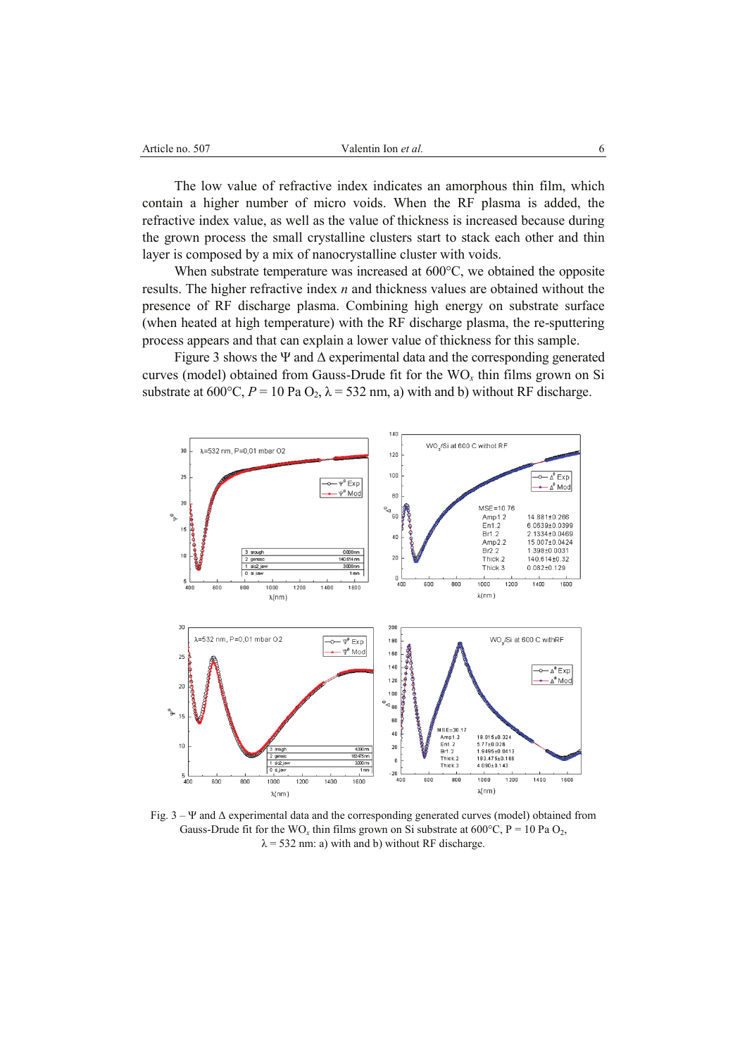The low value of refractive index indicates an amorphous thin film, which contain a higher number of micro voids. When the RF plasma is added, the refractive index value, as well as the value of thickness is increased because during the grown process the small crystalline clusters start to stack each other and thin layer is composed by a mix of nanocrystalline cluster with voids.

When substrate temperature was increased at 600°C, we obtained the opposite results. The higher refractive index $n$ and thickness values are obtained without the presence of RF discharge plasma. Combining high energy on substrate surface (when heated at high temperature) with the RF discharge plasma, the re-sputtering process appears and that can explain a lower value of thickness for this sample.

Figure 3 shows the Ψ and Δ experimental data and the corresponding generated curves (model) obtained from Gauss-Drude fit for the $WO_x$ thin films grown on Si substrate at 600°C, $P$ = 10 Pa $O_2$, λ = 532 nm, a) with and b) without RF discharge.

Fig. 3 – Ψ and Δ experimental data and the corresponding generated curves (model) obtained from Gauss-Drude fit for the $WO_x$ thin films grown on Si substrate at 600°C, P = 10 Pa $O_2$, λ = 532 nm: a) with and b) without RF discharge.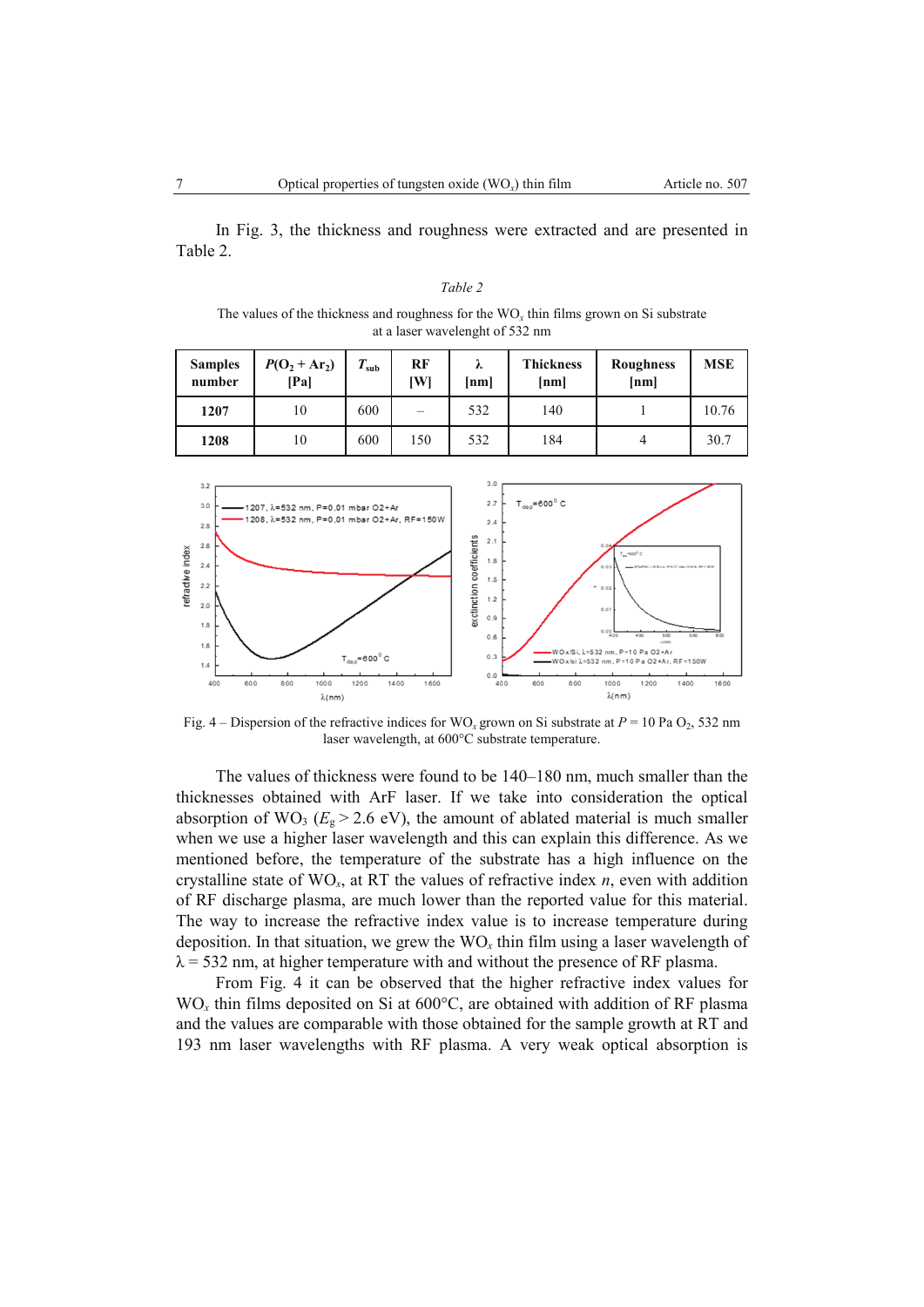In Fig. 3, the thickness and roughness were extracted and are presented in Table 2.

*Table 2*

The values of the thickness and roughness for the $WO_x$ thin films grown on Si substrate at a laser wavelenght of 532 nm

| Samples number | $P(O_2 + Ar_2)$ [Pa] | $T_{sub}$ | RF [W] | λ [nm] | Thickness [nm] | Roughness [nm] | MSE |
|---|---|---|---|---|---|---|---|
| **1207** | 10 | 600 | – | 532 | 140 | 1 | 10.76 |
| **1208** | 10 | 600 | 150 | 532 | 184 | 4 | 30.7 |

Fig. 4 – Dispersion of the refractive indices for $WO_x$ grown on Si substrate at $P$ = 10 Pa $O_2$, 532 nm laser wavelength, at 600°C substrate temperature.

The values of thickness were found to be 140–180 nm, much smaller than the thicknesses obtained with ArF laser. If we take into consideration the optical absorption of $WO_3$ ($E_g > 2.6$ eV), the amount of ablated material is much smaller when we use a higher laser wavelength and this can explain this difference. As we mentioned before, the temperature of the substrate has a high influence on the crystalline state of $WO_x$, at RT the values of refractive index $n$, even with addition of RF discharge plasma, are much lower than the reported value for this material. The way to increase the refractive index value is to increase temperature during deposition. In that situation, we grew the $WO_x$ thin film using a laser wavelength of λ = 532 nm, at higher temperature with and without the presence of RF plasma.

From Fig. 4 it can be observed that the higher refractive index values for $WO_x$ thin films deposited on Si at 600°C, are obtained with addition of RF plasma and the values are comparable with those obtained for the sample growth at RT and 193 nm laser wavelengths with RF plasma. A very weak optical absorption is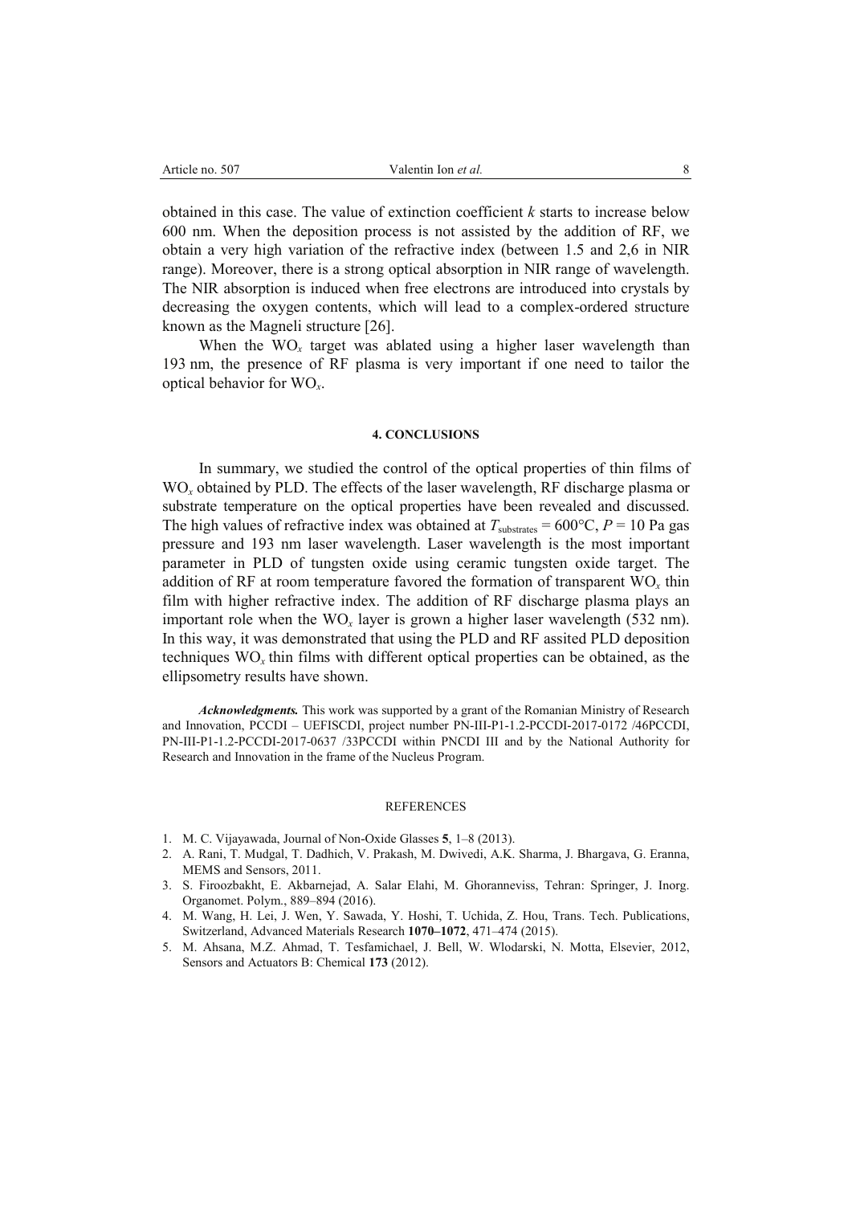obtained in this case. The value of extinction coefficient $k$ starts to increase below 600 nm. When the deposition process is not assisted by the addition of RF, we obtain a very high variation of the refractive index (between 1.5 and 2,6 in NIR range). Moreover, there is a strong optical absorption in NIR range of wavelength. The NIR absorption is induced when free electrons are introduced into crystals by decreasing the oxygen contents, which will lead to a complex-ordered structure known as the Magneli structure [26].

When the $WO_x$ target was ablated using a higher laser wavelength than 193 nm, the presence of RF plasma is very important if one need to tailor the optical behavior for $WO_x$.

## 4. CONCLUSIONS

In summary, we studied the control of the optical properties of thin films of $WO_x$ obtained by PLD. The effects of the laser wavelength, RF discharge plasma or substrate temperature on the optical properties have been revealed and discussed. The high values of refractive index was obtained at $T_{substrates} = 600°C$, $P = 10$ Pa gas pressure and 193 nm laser wavelength. Laser wavelength is the most important parameter in PLD of tungsten oxide using ceramic tungsten oxide target. The addition of RF at room temperature favored the formation of transparent $WO_x$ thin film with higher refractive index. The addition of RF discharge plasma plays an important role when the $WO_x$ layer is grown a higher laser wavelength (532 nm). In this way, it was demonstrated that using the PLD and RF assited PLD deposition techniques $WO_x$ thin films with different optical properties can be obtained, as the ellipsometry results have shown.

***Acknowledgments.*** This work was supported by a grant of the Romanian Ministry of Research and Innovation, PCCDI – UEFISCDI, project number PN-III-P1-1.2-PCCDI-2017-0172 /46PCCDI, PN-III-P1-1.2-PCCDI-2017-0637 /33PCCDI within PNCDI III and by the National Authority for Research and Innovation in the frame of the Nucleus Program.

## REFERENCES

1. M. C. Vijayawada, Journal of Non-Oxide Glasses **5**, 1–8 (2013).
2. A. Rani, T. Mudgal, T. Dadhich, V. Prakash, M. Dwivedi, A.K. Sharma, J. Bhargava, G. Eranna, MEMS and Sensors, 2011.
3. S. Firoozbakht, E. Akbarnejad, A. Salar Elahi, M. Ghoranneviss, Tehran: Springer, J. Inorg. Organomet. Polym., 889–894 (2016).
4. M. Wang, H. Lei, J. Wen, Y. Sawada, Y. Hoshi, T. Uchida, Z. Hou, Trans. Tech. Publications, Switzerland, Advanced Materials Research **1070–1072**, 471–474 (2015).
5. M. Ahsana, M.Z. Ahmad, T. Tesfamichael, J. Bell, W. Wlodarski, N. Motta, Elsevier, 2012, Sensors and Actuators B: Chemical **173** (2012).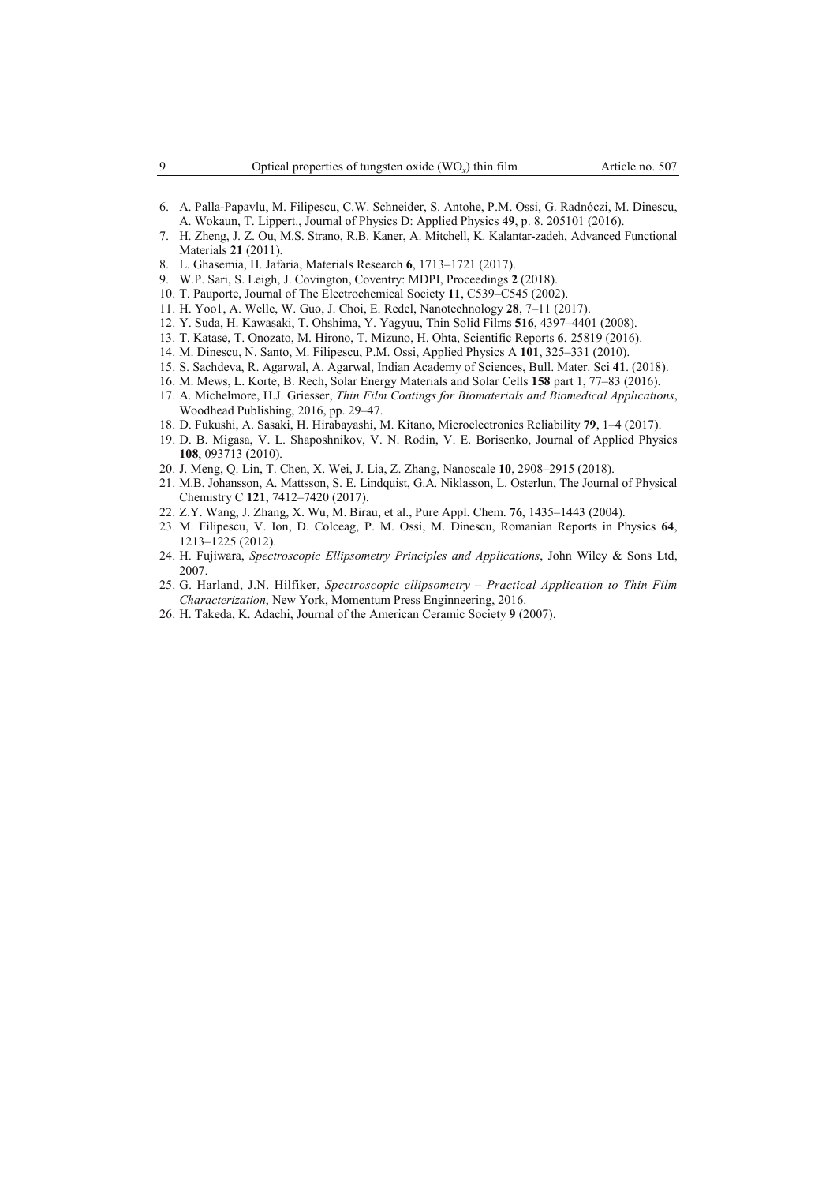6. A. Palla-Papavlu, M. Filipescu, C.W. Schneider, S. Antohe, P.M. Ossi, G. Radnóczi, M. Dinescu, A. Wokaun, T. Lippert., Journal of Physics D: Applied Physics **49**, p. 8. 205101 (2016).
7. H. Zheng, J. Z. Ou, M.S. Strano, R.B. Kaner, A. Mitchell, K. Kalantar-zadeh, Advanced Functional Materials **21** (2011).
8. L. Ghasemia, H. Jafaria, Materials Research **6**, 1713–1721 (2017).
9. W.P. Sari, S. Leigh, J. Covington, Coventry: MDPI, Proceedings **2** (2018).
10. T. Pauporte, Journal of The Electrochemical Society **11**, C539–C545 (2002).
11. H. Yoo1, A. Welle, W. Guo, J. Choi, E. Redel, Nanotechnology **28**, 7–11 (2017).
12. Y. Suda, H. Kawasaki, T. Ohshima, Y. Yagyuu, Thin Solid Films **516**, 4397–4401 (2008).
13. T. Katase, T. Onozato, M. Hirono, T. Mizuno, H. Ohta, Scientific Reports **6**. 25819 (2016).
14. M. Dinescu, N. Santo, M. Filipescu, P.M. Ossi, Applied Physics A **101**, 325–331 (2010).
15. S. Sachdeva, R. Agarwal, A. Agarwal, Indian Academy of Sciences, Bull. Mater. Sci **41**. (2018).
16. M. Mews, L. Korte, B. Rech, Solar Energy Materials and Solar Cells **158** part 1, 77–83 (2016).
17. A. Michelmore, H.J. Griesser, *Thin Film Coatings for Biomaterials and Biomedical Applications*, Woodhead Publishing, 2016, pp. 29–47.
18. D. Fukushi, A. Sasaki, H. Hirabayashi, M. Kitano, Microelectronics Reliability **79**, 1–4 (2017).
19. D. B. Migasa, V. L. Shaposhnikov, V. N. Rodin, V. E. Borisenko, Journal of Applied Physics **108**, 093713 (2010).
20. J. Meng, Q. Lin, T. Chen, X. Wei, J. Lia, Z. Zhang, Nanoscale **10**, 2908–2915 (2018).
21. M.B. Johansson, A. Mattsson, S. E. Lindquist, G.A. Niklasson, L. Osterlun, The Journal of Physical Chemistry C **121**, 7412–7420 (2017).
22. Z.Y. Wang, J. Zhang, X. Wu, M. Birau, et al., Pure Appl. Chem. **76**, 1435–1443 (2004).
23. M. Filipescu, V. Ion, D. Colceag, P. M. Ossi, M. Dinescu, Romanian Reports in Physics **64**, 1213–1225 (2012).
24. H. Fujiwara, *Spectroscopic Ellipsometry Principles and Applications*, John Wiley & Sons Ltd, 2007.
25. G. Harland, J.N. Hilfiker, *Spectroscopic ellipsometry – Practical Application to Thin Film Characterization*, New York, Momentum Press Enginneering, 2016.
26. H. Takeda, K. Adachi, Journal of the American Ceramic Society **9** (2007).